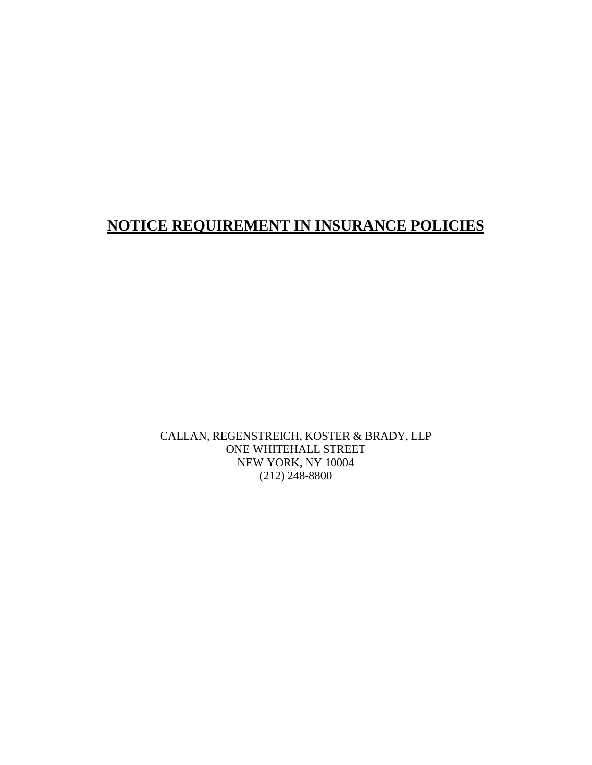# NOTICE REQUIREMENT IN INSURANCE POLICIES

CALLAN, REGENSTREICH, KOSTER & BRADY, LLP
ONE WHITEHALL STREET
NEW YORK, NY 10004
(212) 248-8800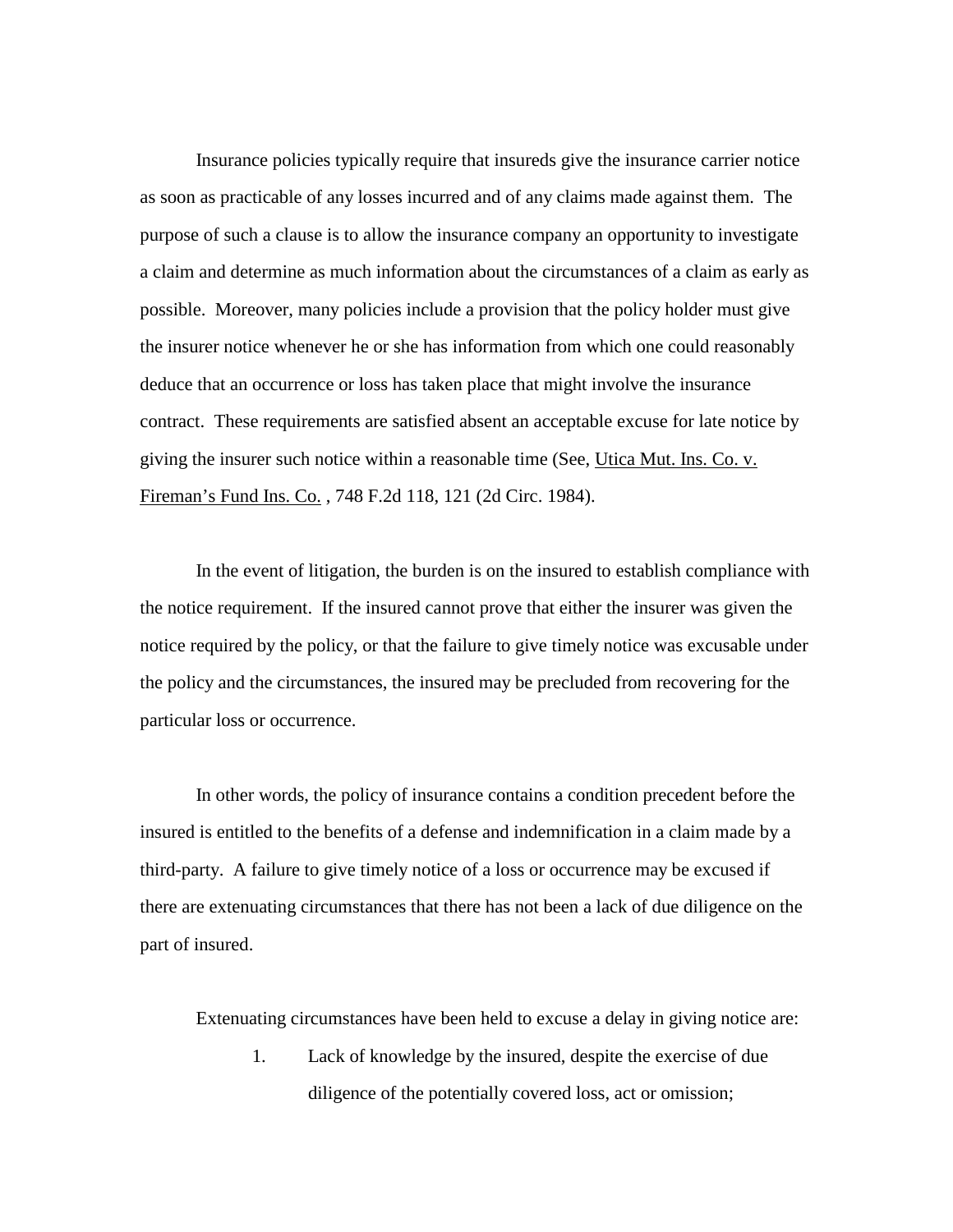Insurance policies typically require that insureds give the insurance carrier notice as soon as practicable of any losses incurred and of any claims made against them. The purpose of such a clause is to allow the insurance company an opportunity to investigate a claim and determine as much information about the circumstances of a claim as early as possible. Moreover, many policies include a provision that the policy holder must give the insurer notice whenever he or she has information from which one could reasonably deduce that an occurrence or loss has taken place that might involve the insurance contract. These requirements are satisfied absent an acceptable excuse for late notice by giving the insurer such notice within a reasonable time (See, <u>Utica Mut. Ins. Co. v. Fireman's Fund Ins. Co.</u> , 748 F.2d 118, 121 (2d Circ. 1984).

In the event of litigation, the burden is on the insured to establish compliance with the notice requirement. If the insured cannot prove that either the insurer was given the notice required by the policy, or that the failure to give timely notice was excusable under the policy and the circumstances, the insured may be precluded from recovering for the particular loss or occurrence.

In other words, the policy of insurance contains a condition precedent before the insured is entitled to the benefits of a defense and indemnification in a claim made by a third-party. A failure to give timely notice of a loss or occurrence may be excused if there are extenuating circumstances that there has not been a lack of due diligence on the part of insured.

Extenuating circumstances have been held to excuse a delay in giving notice are:

1. Lack of knowledge by the insured, despite the exercise of due diligence of the potentially covered loss, act or omission;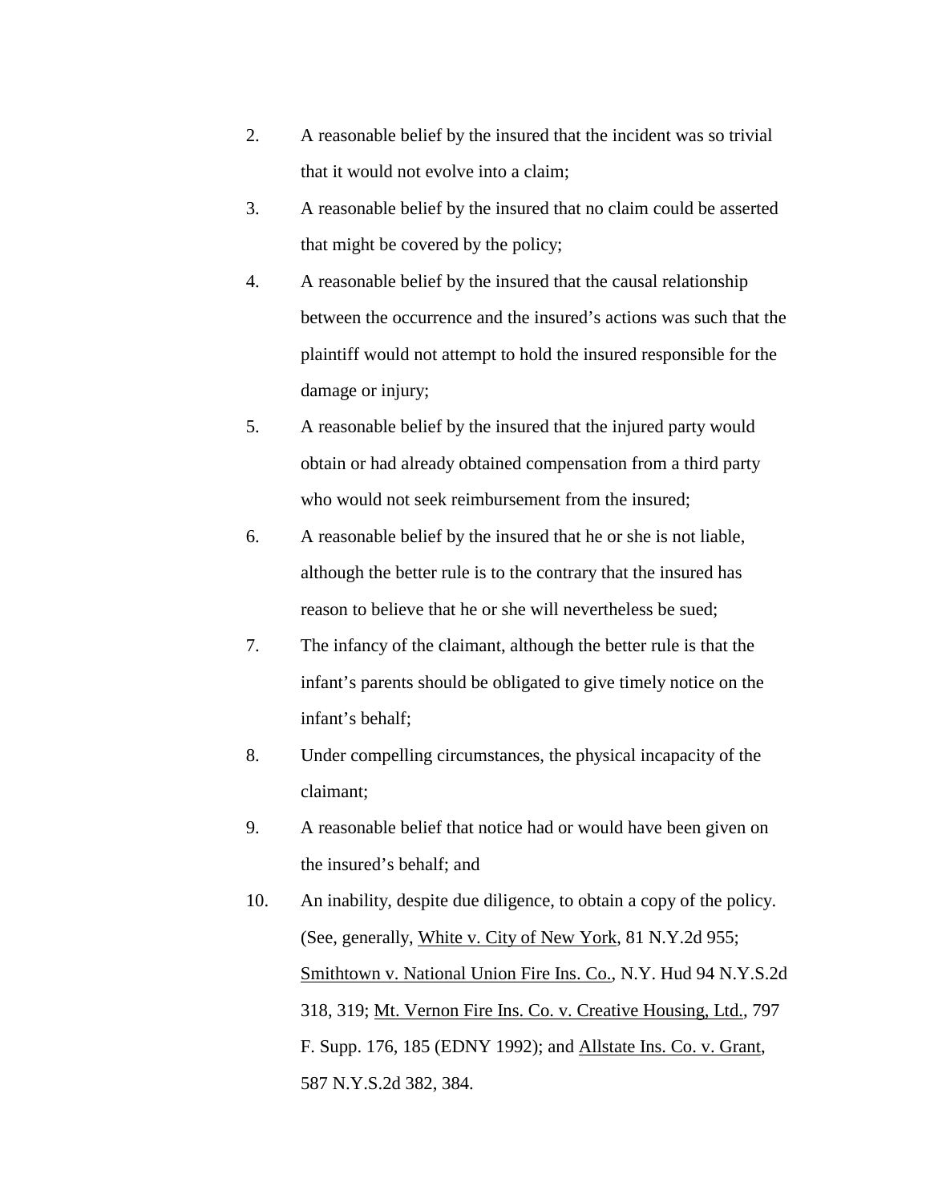2. A reasonable belief by the insured that the incident was so trivial that it would not evolve into a claim;
3. A reasonable belief by the insured that no claim could be asserted that might be covered by the policy;
4. A reasonable belief by the insured that the causal relationship between the occurrence and the insured's actions was such that the plaintiff would not attempt to hold the insured responsible for the damage or injury;
5. A reasonable belief by the insured that the injured party would obtain or had already obtained compensation from a third party who would not seek reimbursement from the insured;
6. A reasonable belief by the insured that he or she is not liable, although the better rule is to the contrary that the insured has reason to believe that he or she will nevertheless be sued;
7. The infancy of the claimant, although the better rule is that the infant's parents should be obligated to give timely notice on the infant's behalf;
8. Under compelling circumstances, the physical incapacity of the claimant;
9. A reasonable belief that notice had or would have been given on the insured's behalf; and
10. An inability, despite due diligence, to obtain a copy of the policy. (See, generally, <u>White v. City of New York</u>, 81 N.Y.2d 955; <u>Smithtown v. National Union Fire Ins. Co.</u>, N.Y. Hud 94 N.Y.S.2d 318, 319; <u>Mt. Vernon Fire Ins. Co. v. Creative Housing, Ltd.</u>, 797 F. Supp. 176, 185 (EDNY 1992); and <u>Allstate Ins. Co. v. Grant</u>, 587 N.Y.S.2d 382, 384.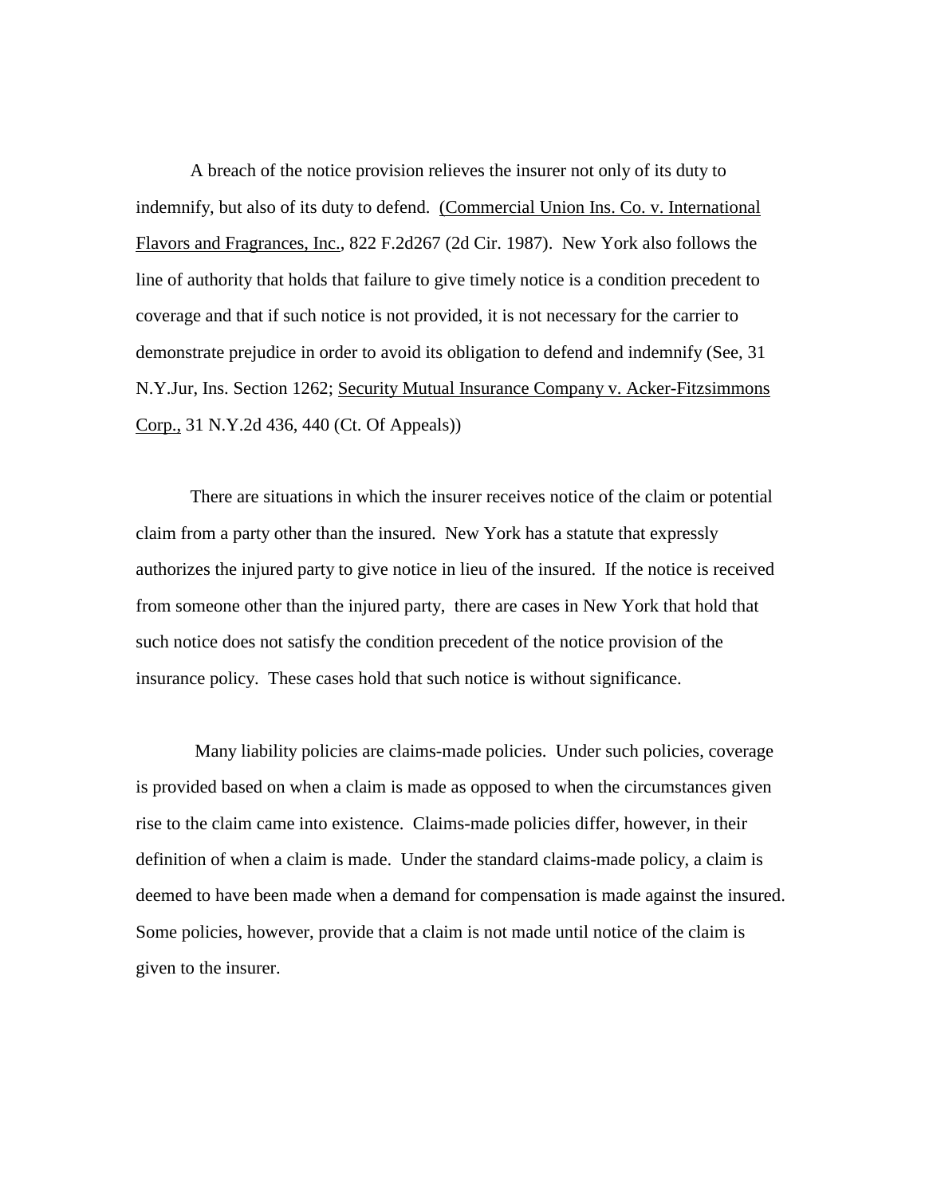A breach of the notice provision relieves the insurer not only of its duty to indemnify, but also of its duty to defend. (Commercial Union Ins. Co. v. International Flavors and Fragrances, Inc., 822 F.2d267 (2d Cir. 1987). New York also follows the line of authority that holds that failure to give timely notice is a condition precedent to coverage and that if such notice is not provided, it is not necessary for the carrier to demonstrate prejudice in order to avoid its obligation to defend and indemnify (See, 31 N.Y.Jur, Ins. Section 1262; Security Mutual Insurance Company v. Acker-Fitzsimmons Corp., 31 N.Y.2d 436, 440 (Ct. Of Appeals))

There are situations in which the insurer receives notice of the claim or potential claim from a party other than the insured. New York has a statute that expressly authorizes the injured party to give notice in lieu of the insured. If the notice is received from someone other than the injured party, there are cases in New York that hold that such notice does not satisfy the condition precedent of the notice provision of the insurance policy. These cases hold that such notice is without significance.

Many liability policies are claims-made policies. Under such policies, coverage is provided based on when a claim is made as opposed to when the circumstances given rise to the claim came into existence. Claims-made policies differ, however, in their definition of when a claim is made. Under the standard claims-made policy, a claim is deemed to have been made when a demand for compensation is made against the insured. Some policies, however, provide that a claim is not made until notice of the claim is given to the insurer.